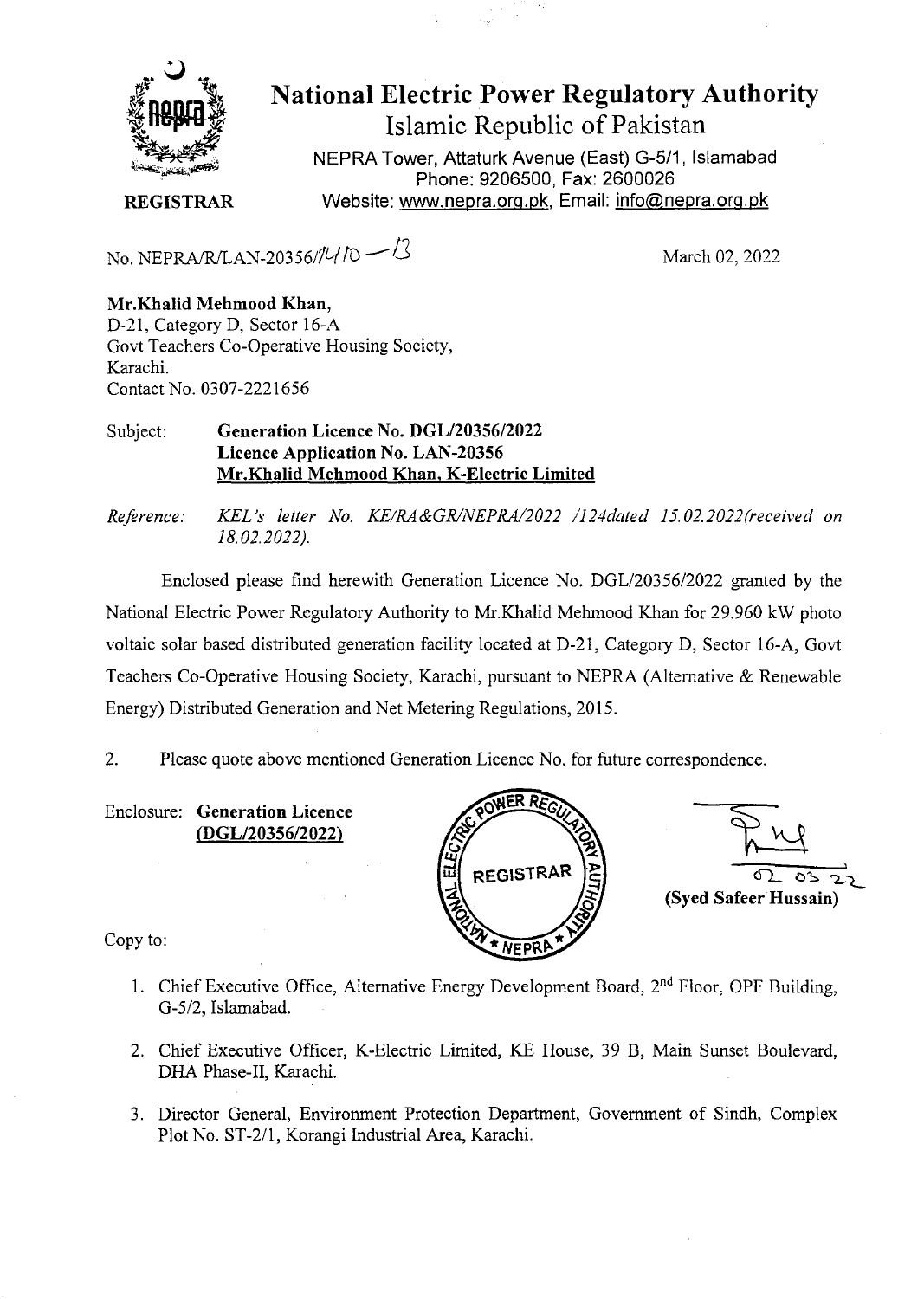# National Electric Power Regulatory Authority

Islamic Republic of Pakistan

NEPRA Tower, Attaturk Avenue (East) G-5/1, Islamabad
Phone: 9206500, Fax: 2600026
Website: www.nepra.org.pk, Email: info@nepra.org.pk

**REGISTRAR**

No. NEPRA/R/LAN-20356/1410 — 13

March 02, 2022

**Mr.Khalid Mehmood Khan,**
D-21, Category D, Sector 16-A
Govt Teachers Co-Operative Housing Society,
Karachi.
Contact No. 0307-2221656

Subject: **Generation Licence No. DGL/20356/2022**
**Licence Application No. LAN-20356**
**Mr.Khalid Mehmood Khan, K-Electric Limited**

*Reference: KEL's letter No. KE/RA&GR/NEPRA/2022 /124dated 15.02.2022(received on 18.02.2022).*

Enclosed please find herewith Generation Licence No. DGL/20356/2022 granted by the National Electric Power Regulatory Authority to Mr.Khalid Mehmood Khan for 29.960 kW photo voltaic solar based distributed generation facility located at D-21, Category D, Sector 16-A, Govt Teachers Co-Operative Housing Society, Karachi, pursuant to NEPRA (Alternative & Renewable Energy) Distributed Generation and Net Metering Regulations, 2015.

2. Please quote above mentioned Generation Licence No. for future correspondence.

Enclosure: **Generation Licence (DGL/20356/2022)**

02.03.22
**(Syed Safeer Hussain)**

Copy to:

1. Chief Executive Office, Alternative Energy Development Board, 2nd Floor, OPF Building, G-5/2, Islamabad.
2. Chief Executive Officer, K-Electric Limited, KE House, 39 B, Main Sunset Boulevard, DHA Phase-II, Karachi.
3. Director General, Environment Protection Department, Government of Sindh, Complex Plot No. ST-2/1, Korangi Industrial Area, Karachi.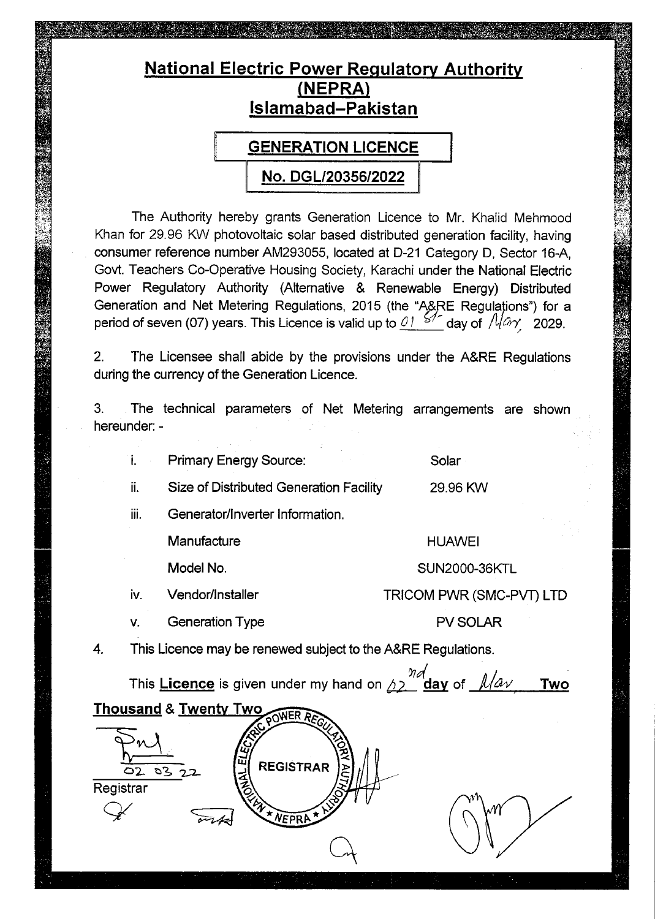# National Electric Power Regulatory Authority (NEPRA) Islamabad–Pakistan

## GENERATION LICENCE

## No. DGL/20356/2022

The Authority hereby grants Generation Licence to Mr. Khalid Mehmood Khan for 29.96 KW photovoltaic solar based distributed generation facility, having consumer reference number AM293055, located at D-21 Category D, Sector 16-A, Govt. Teachers Co-Operative Housing Society, Karachi under the National Electric Power Regulatory Authority (Alternative & Renewable Energy) Distributed Generation and Net Metering Regulations, 2015 (the "A&RE Regulations") for a period of seven (07) years. This Licence is valid up to 01st day of Mar, 2029.

2. The Licensee shall abide by the provisions under the A&RE Regulations during the currency of the Generation Licence.

3. The technical parameters of Net Metering arrangements are shown hereunder: -

| | | |
|---|---|---|
| i. | Primary Energy Source: | Solar |
| ii. | Size of Distributed Generation Facility | 29.96 KW |
| iii. | Generator/Inverter Information. | |
| | Manufacture | HUAWEI |
| | Model No. | SUN2000-36KTL |
| iv. | Vendor/Installer | TRICOM PWR (SMC-PVT) LTD |
| v. | Generation Type | PV SOLAR |

4. This Licence may be renewed subject to the A&RE Regulations.

This **Licence** is given under my hand on 02nd **day** of Mar **Two Thousand** & **Twenty Two**

02 03 22

Registrar

REGISTRAR

NATIONAL ELECTRIC POWER REGULATORY AUTHORITY

NEPRA